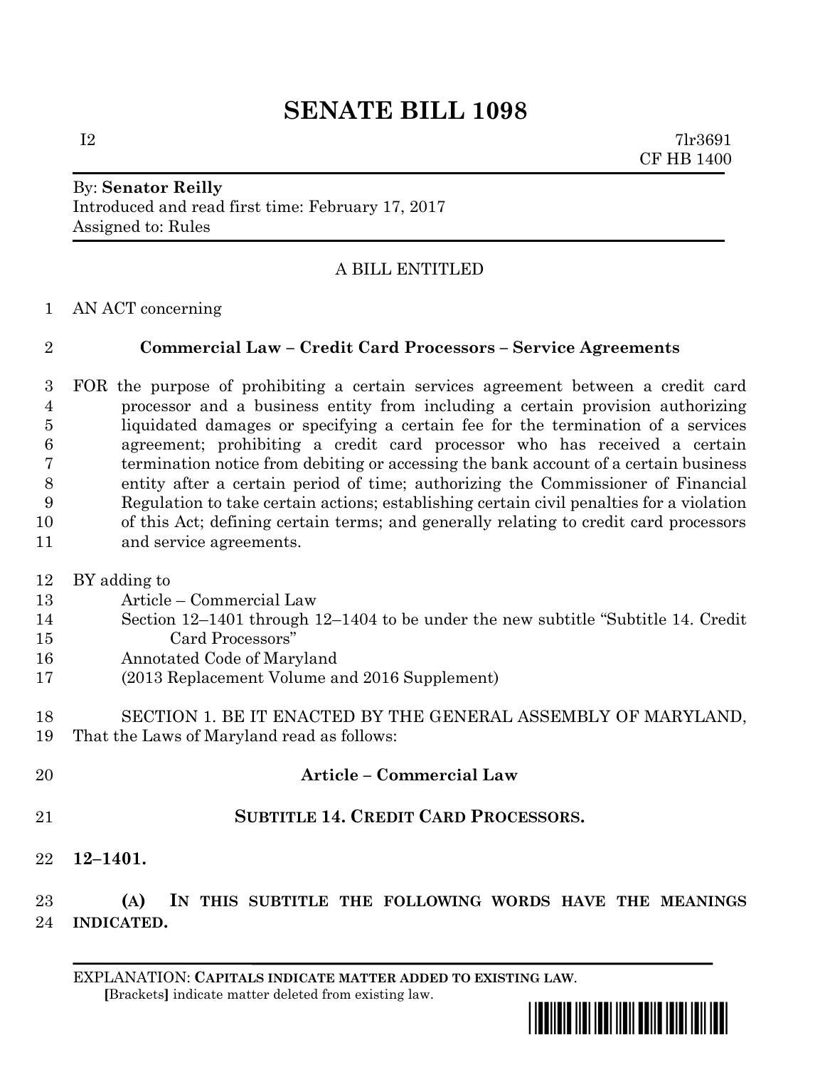# SENATE BILL 1098

I2 7lr3691
CF HB 1400

By: **Senator Reilly**
Introduced and read first time: February 17, 2017
Assigned to: Rules

A BILL ENTITLED

1 AN ACT concerning

2 **Commercial Law – Credit Card Processors – Service Agreements**

3 FOR the purpose of prohibiting a certain services agreement between a credit card
4 processor and a business entity from including a certain provision authorizing
5 liquidated damages or specifying a certain fee for the termination of a services
6 agreement; prohibiting a credit card processor who has received a certain
7 termination notice from debiting or accessing the bank account of a certain business
8 entity after a certain period of time; authorizing the Commissioner of Financial
9 Regulation to take certain actions; establishing certain civil penalties for a violation
10 of this Act; defining certain terms; and generally relating to credit card processors
11 and service agreements.

12 BY adding to
13 Article – Commercial Law
14 Section 12–1401 through 12–1404 to be under the new subtitle "Subtitle 14. Credit
15 Card Processors"
16 Annotated Code of Maryland
17 (2013 Replacement Volume and 2016 Supplement)

18 SECTION 1. BE IT ENACTED BY THE GENERAL ASSEMBLY OF MARYLAND,
19 That the Laws of Maryland read as follows:

20 **Article – Commercial Law**

21 **SUBTITLE 14. CREDIT CARD PROCESSORS.**

22 **12–1401.**

23 **(A) IN THIS SUBTITLE THE FOLLOWING WORDS HAVE THE MEANINGS**
24 **INDICATED.**

EXPLANATION: **CAPITALS INDICATE MATTER ADDED TO EXISTING LAW.**
[Brackets] indicate matter deleted from existing law.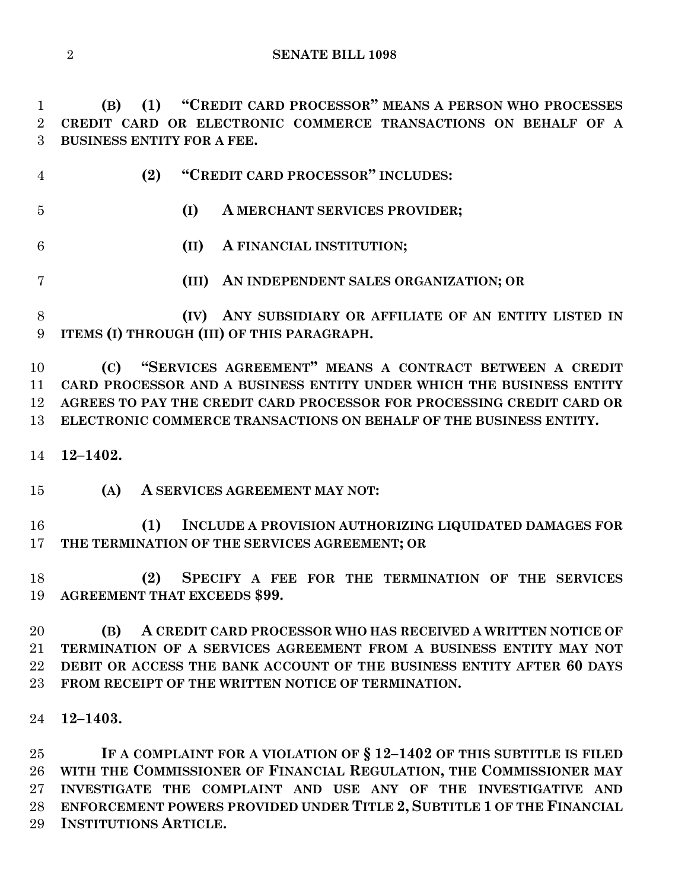**(B) (1) "CREDIT CARD PROCESSOR" MEANS A PERSON WHO PROCESSES CREDIT CARD OR ELECTRONIC COMMERCE TRANSACTIONS ON BEHALF OF A BUSINESS ENTITY FOR A FEE.**

**(2) "CREDIT CARD PROCESSOR" INCLUDES:**

**(I) A MERCHANT SERVICES PROVIDER;**

**(II) A FINANCIAL INSTITUTION;**

**(III) AN INDEPENDENT SALES ORGANIZATION; OR**

**(IV) ANY SUBSIDIARY OR AFFILIATE OF AN ENTITY LISTED IN ITEMS (I) THROUGH (III) OF THIS PARAGRAPH.**

**(C) "SERVICES AGREEMENT" MEANS A CONTRACT BETWEEN A CREDIT CARD PROCESSOR AND A BUSINESS ENTITY UNDER WHICH THE BUSINESS ENTITY AGREES TO PAY THE CREDIT CARD PROCESSOR FOR PROCESSING CREDIT CARD OR ELECTRONIC COMMERCE TRANSACTIONS ON BEHALF OF THE BUSINESS ENTITY.**

**12–1402.**

**(A) A SERVICES AGREEMENT MAY NOT:**

**(1) INCLUDE A PROVISION AUTHORIZING LIQUIDATED DAMAGES FOR THE TERMINATION OF THE SERVICES AGREEMENT; OR**

**(2) SPECIFY A FEE FOR THE TERMINATION OF THE SERVICES AGREEMENT THAT EXCEEDS $99.**

**(B) A CREDIT CARD PROCESSOR WHO HAS RECEIVED A WRITTEN NOTICE OF TERMINATION OF A SERVICES AGREEMENT FROM A BUSINESS ENTITY MAY NOT DEBIT OR ACCESS THE BANK ACCOUNT OF THE BUSINESS ENTITY AFTER 60 DAYS FROM RECEIPT OF THE WRITTEN NOTICE OF TERMINATION.**

**12–1403.**

**IF A COMPLAINT FOR A VIOLATION OF § 12–1402 OF THIS SUBTITLE IS FILED WITH THE COMMISSIONER OF FINANCIAL REGULATION, THE COMMISSIONER MAY INVESTIGATE THE COMPLAINT AND USE ANY OF THE INVESTIGATIVE AND ENFORCEMENT POWERS PROVIDED UNDER TITLE 2, SUBTITLE 1 OF THE FINANCIAL INSTITUTIONS ARTICLE.**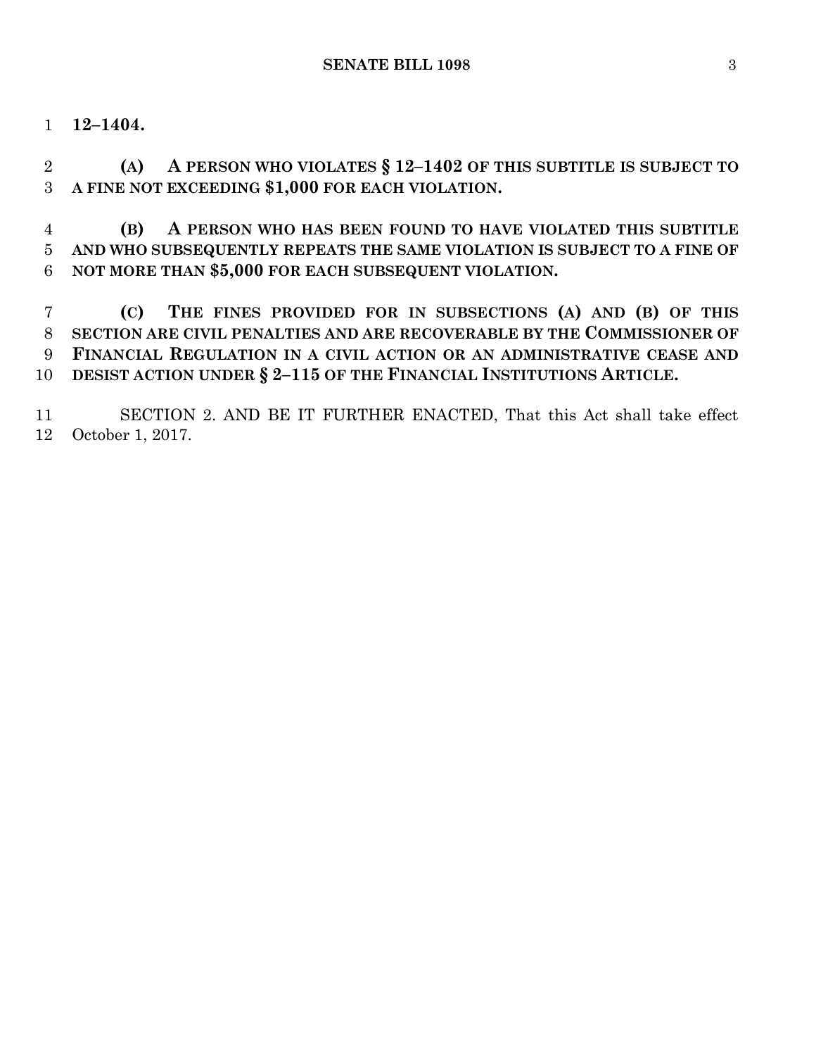**12–1404.**

**(A) A PERSON WHO VIOLATES § 12–1402 OF THIS SUBTITLE IS SUBJECT TO A FINE NOT EXCEEDING $1,000 FOR EACH VIOLATION.**

**(B) A PERSON WHO HAS BEEN FOUND TO HAVE VIOLATED THIS SUBTITLE AND WHO SUBSEQUENTLY REPEATS THE SAME VIOLATION IS SUBJECT TO A FINE OF NOT MORE THAN $5,000 FOR EACH SUBSEQUENT VIOLATION.**

**(C) THE FINES PROVIDED FOR IN SUBSECTIONS (A) AND (B) OF THIS SECTION ARE CIVIL PENALTIES AND ARE RECOVERABLE BY THE COMMISSIONER OF FINANCIAL REGULATION IN A CIVIL ACTION OR AN ADMINISTRATIVE CEASE AND DESIST ACTION UNDER § 2–115 OF THE FINANCIAL INSTITUTIONS ARTICLE.**

SECTION 2. AND BE IT FURTHER ENACTED, That this Act shall take effect October 1, 2017.